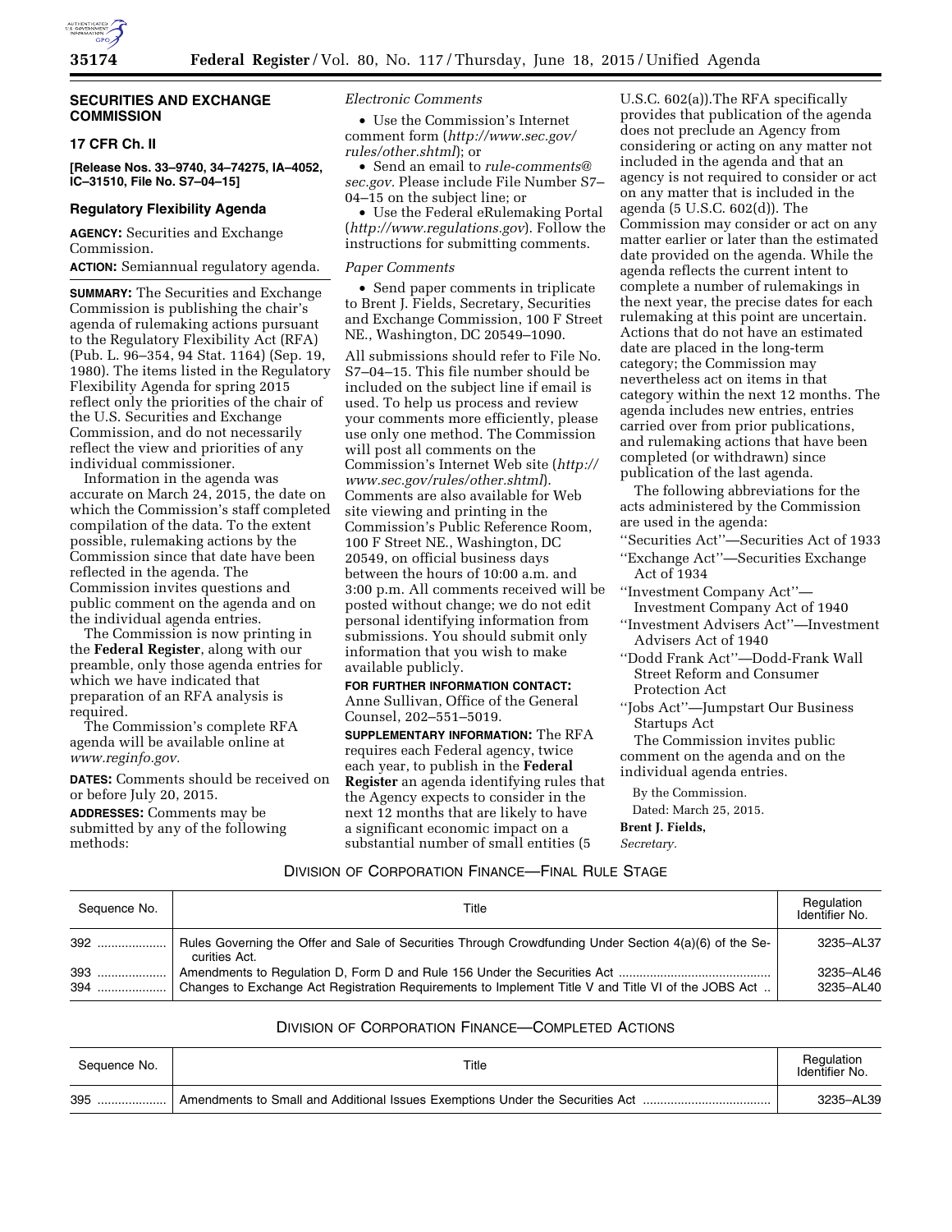## SECURITIES AND EXCHANGE COMMISSION

### 17 CFR Ch. II

**[Release Nos. 33–9740, 34–74275, IA–4052, IC–31510, File No. S7–04–15]**

### Regulatory Flexibility Agenda

**AGENCY:** Securities and Exchange Commission.

**ACTION:** Semiannual regulatory agenda.

**SUMMARY:** The Securities and Exchange Commission is publishing the chair's agenda of rulemaking actions pursuant to the Regulatory Flexibility Act (RFA) (Pub. L. 96–354, 94 Stat. 1164) (Sep. 19, 1980). The items listed in the Regulatory Flexibility Agenda for spring 2015 reflect only the priorities of the chair of the U.S. Securities and Exchange Commission, and do not necessarily reflect the view and priorities of any individual commissioner.

Information in the agenda was accurate on March 24, 2015, the date on which the Commission's staff completed compilation of the data. To the extent possible, rulemaking actions by the Commission since that date have been reflected in the agenda. The Commission invites questions and public comment on the agenda and on the individual agenda entries.

The Commission is now printing in the **Federal Register**, along with our preamble, only those agenda entries for which we have indicated that preparation of an RFA analysis is required.

The Commission's complete RFA agenda will be available online at *www.reginfo.gov.*

**DATES:** Comments should be received on or before July 20, 2015.

**ADDRESSES:** Comments may be submitted by any of the following methods:

*Electronic Comments*

- Use the Commission's Internet comment form (*http://www.sec.gov/rules/other.shtml*); or
- Send an email to *rule-comments@sec.gov.* Please include File Number S7–04–15 on the subject line; or
- Use the Federal eRulemaking Portal (*http://www.regulations.gov*). Follow the instructions for submitting comments.

*Paper Comments*

- Send paper comments in triplicate to Brent J. Fields, Secretary, Securities and Exchange Commission, 100 F Street NE., Washington, DC 20549–1090.

All submissions should refer to File No. S7–04–15. This file number should be included on the subject line if email is used. To help us process and review your comments more efficiently, please use only one method. The Commission will post all comments on the Commission's Internet Web site (*http://www.sec.gov/rules/other.shtml*). Comments are also available for Web site viewing and printing in the Commission's Public Reference Room, 100 F Street NE., Washington, DC 20549, on official business days between the hours of 10:00 a.m. and 3:00 p.m. All comments received will be posted without change; we do not edit personal identifying information from submissions. You should submit only information that you wish to make available publicly.

**FOR FURTHER INFORMATION CONTACT:** Anne Sullivan, Office of the General Counsel, 202–551–5019.

**SUPPLEMENTARY INFORMATION:** The RFA requires each Federal agency, twice each year, to publish in the **Federal Register** an agenda identifying rules that the Agency expects to consider in the next 12 months that are likely to have a significant economic impact on a substantial number of small entities (5 U.S.C. 602(a)).The RFA specifically provides that publication of the agenda does not preclude an Agency from considering or acting on any matter not included in the agenda and that an agency is not required to consider or act on any matter that is included in the agenda (5 U.S.C. 602(d)). The Commission may consider or act on any matter earlier or later than the estimated date provided on the agenda. While the agenda reflects the current intent to complete a number of rulemakings in the next year, the precise dates for each rulemaking at this point are uncertain. Actions that do not have an estimated date are placed in the long-term category; the Commission may nevertheless act on items in that category within the next 12 months. The agenda includes new entries, entries carried over from prior publications, and rulemaking actions that have been completed (or withdrawn) since publication of the last agenda.

The following abbreviations for the acts administered by the Commission are used in the agenda:

''Securities Act''—Securities Act of 1933
''Exchange Act''—Securities Exchange Act of 1934
''Investment Company Act''—Investment Company Act of 1940
''Investment Advisers Act''—Investment Advisers Act of 1940
''Dodd Frank Act''—Dodd-Frank Wall Street Reform and Consumer Protection Act
''Jobs Act''—Jumpstart Our Business Startups Act

The Commission invites public comment on the agenda and on the individual agenda entries.

By the Commission.

Dated: March 25, 2015.

**Brent J. Fields,**

*Secretary.*

#### DIVISION OF CORPORATION FINANCE—FINAL RULE STAGE

| Sequence No. | Title | Regulation Identifier No. |
|---|---|---|
| 392 | Rules Governing the Offer and Sale of Securities Through Crowdfunding Under Section 4(a)(6) of the Securities Act. | 3235–AL37 |
| 393 | Amendments to Regulation D, Form D and Rule 156 Under the Securities Act | 3235–AL46 |
| 394 | Changes to Exchange Act Registration Requirements to Implement Title V and Title VI of the JOBS Act | 3235–AL40 |

#### DIVISION OF CORPORATION FINANCE—COMPLETED ACTIONS

| Sequence No. | Title | Regulation Identifier No. |
|---|---|---|
| 395 | Amendments to Small and Additional Issues Exemptions Under the Securities Act | 3235–AL39 |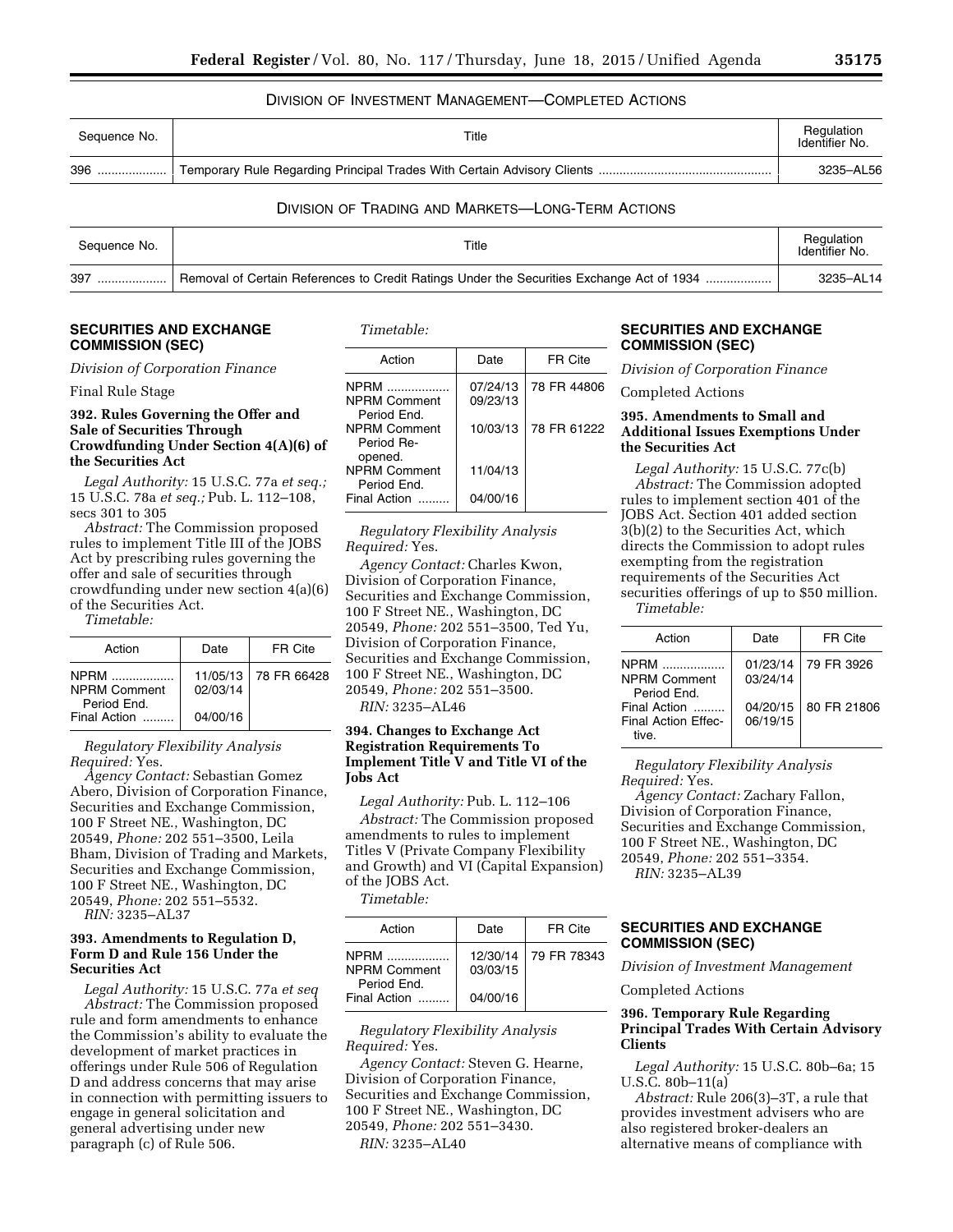## Division of Investment Management—Completed Actions

| Sequence No. | Title | Regulation Identifier No. |
|---|---|---|
| 396 | Temporary Rule Regarding Principal Trades With Certain Advisory Clients | 3235–AL56 |

## Division of Trading and Markets—Long-Term Actions

| Sequence No. | Title | Regulation Identifier No. |
|---|---|---|
| 397 | Removal of Certain References to Credit Ratings Under the Securities Exchange Act of 1934 | 3235–AL14 |

## SECURITIES AND EXCHANGE COMMISSION (SEC)

*Division of Corporation Finance*

Final Rule Stage

### 392. Rules Governing the Offer and Sale of Securities Through Crowdfunding Under Section 4(A)(6) of the Securities Act

*Legal Authority:* 15 U.S.C. 77a *et seq.;* 15 U.S.C. 78a *et seq.;* Pub. L. 112–108, secs 301 to 305

*Abstract:* The Commission proposed rules to implement Title III of the JOBS Act by prescribing rules governing the offer and sale of securities through crowdfunding under new section 4(a)(6) of the Securities Act.

*Timetable:*

| Action | Date | FR Cite |
|---|---|---|
| NPRM | 11/05/13 | 78 FR 66428 |
| NPRM Comment Period End. | 02/03/14 | |
| Final Action | 04/00/16 | |

*Regulatory Flexibility Analysis Required:* Yes.

*Agency Contact:* Sebastian Gomez Abero, Division of Corporation Finance, Securities and Exchange Commission, 100 F Street NE., Washington, DC 20549, *Phone:* 202 551–3500, Leila Bham, Division of Trading and Markets, Securities and Exchange Commission, 100 F Street NE., Washington, DC 20549, *Phone:* 202 551–5532.

*RIN:* 3235–AL37

### 393. Amendments to Regulation D, Form D and Rule 156 Under the Securities Act

*Legal Authority:* 15 U.S.C. 77a *et seq*

*Abstract:* The Commission proposed rule and form amendments to enhance the Commission's ability to evaluate the development of market practices in offerings under Rule 506 of Regulation D and address concerns that may arise in connection with permitting issuers to engage in general solicitation and general advertising under new paragraph (c) of Rule 506.

*Timetable:*

| Action | Date | FR Cite |
|---|---|---|
| NPRM | 07/24/13 | 78 FR 44806 |
| NPRM Comment Period End. | 09/23/13 | |
| NPRM Comment Period Reopened. | 10/03/13 | 78 FR 61222 |
| NPRM Comment Period End. | 11/04/13 | |
| Final Action | 04/00/16 | |

*Regulatory Flexibility Analysis Required:* Yes.

*Agency Contact:* Charles Kwon, Division of Corporation Finance, Securities and Exchange Commission, 100 F Street NE., Washington, DC 20549, *Phone:* 202 551–3500, Ted Yu, Division of Corporation Finance, Securities and Exchange Commission, 100 F Street NE., Washington, DC 20549, *Phone:* 202 551–3500.

*RIN:* 3235–AL46

### 394. Changes to Exchange Act Registration Requirements To Implement Title V and Title VI of the Jobs Act

*Legal Authority:* Pub. L. 112–106

*Abstract:* The Commission proposed amendments to rules to implement Titles V (Private Company Flexibility and Growth) and VI (Capital Expansion) of the JOBS Act.

*Timetable:*

| Action | Date | FR Cite |
|---|---|---|
| NPRM | 12/30/14 | 79 FR 78343 |
| NPRM Comment Period End. | 03/03/15 | |
| Final Action | 04/00/16 | |

*Regulatory Flexibility Analysis Required:* Yes.

*Agency Contact:* Steven G. Hearne, Division of Corporation Finance, Securities and Exchange Commission, 100 F Street NE., Washington, DC 20549, *Phone:* 202 551–3430.

*RIN:* 3235–AL40

## SECURITIES AND EXCHANGE COMMISSION (SEC)

*Division of Corporation Finance*

Completed Actions

### 395. Amendments to Small and Additional Issues Exemptions Under the Securities Act

*Legal Authority:* 15 U.S.C. 77c(b)

*Abstract:* The Commission adopted rules to implement section 401 of the JOBS Act. Section 401 added section 3(b)(2) to the Securities Act, which directs the Commission to adopt rules exempting from the registration requirements of the Securities Act securities offerings of up to $50 million.

*Timetable:*

| Action | Date | FR Cite |
|---|---|---|
| NPRM | 01/23/14 | 79 FR 3926 |
| NPRM Comment Period End. | 03/24/14 | |
| Final Action | 04/20/15 | 80 FR 21806 |
| Final Action Effective. | 06/19/15 | |

*Regulatory Flexibility Analysis Required:* Yes.

*Agency Contact:* Zachary Fallon, Division of Corporation Finance, Securities and Exchange Commission, 100 F Street NE., Washington, DC 20549, *Phone:* 202 551–3354.

*RIN:* 3235–AL39

## SECURITIES AND EXCHANGE COMMISSION (SEC)

*Division of Investment Management*

Completed Actions

### 396. Temporary Rule Regarding Principal Trades With Certain Advisory Clients

*Legal Authority:* 15 U.S.C. 80b–6a; 15 U.S.C. 80b–11(a)

*Abstract:* Rule 206(3)–3T, a rule that provides investment advisers who are also registered broker-dealers an alternative means of compliance with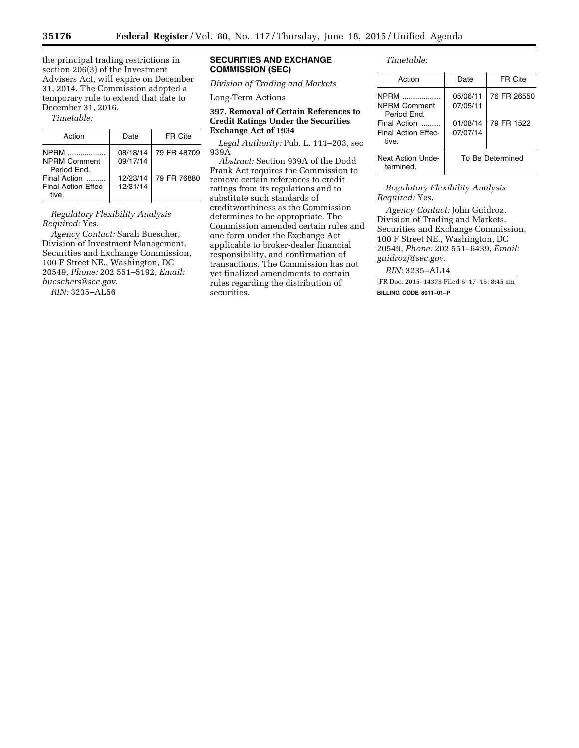the principal trading restrictions in section 206(3) of the Investment Advisers Act, will expire on December 31, 2014. The Commission adopted a temporary rule to extend that date to December 31, 2016.

*Timetable:*

| Action | Date | FR Cite |
|---|---|---|
| NPRM | 08/18/14 | 79 FR 48709 |
| NPRM Comment Period End. | 09/17/14 | |
| Final Action | 12/23/14 | 79 FR 76880 |
| Final Action Effective. | 12/31/14 | |

*Regulatory Flexibility Analysis Required:* Yes.

*Agency Contact:* Sarah Buescher, Division of Investment Management, Securities and Exchange Commission, 100 F Street NE., Washington, DC 20549, *Phone:* 202 551–5192, *Email: bueschers@sec.gov*.

*RIN:* 3235–AL56

## SECURITIES AND EXCHANGE COMMISSION (SEC)

*Division of Trading and Markets*

Long-Term Actions

### 397. Removal of Certain References to Credit Ratings Under the Securities Exchange Act of 1934

*Legal Authority:* Pub. L. 111–203, sec 939A

*Abstract:* Section 939A of the Dodd Frank Act requires the Commission to remove certain references to credit ratings from its regulations and to substitute such standards of creditworthiness as the Commission determines to be appropriate. The Commission amended certain rules and one form under the Exchange Act applicable to broker-dealer financial responsibility, and confirmation of transactions. The Commission has not yet finalized amendments to certain rules regarding the distribution of securities.

*Timetable:*

| Action | Date | FR Cite |
|---|---|---|
| NPRM | 05/06/11 | 76 FR 26550 |
| NPRM Comment Period End. | 07/05/11 | |
| Final Action | 01/08/14 | 79 FR 1522 |
| Final Action Effective. | 07/07/14 | |
| Next Action Undetermined. | To Be Determined | |

*Regulatory Flexibility Analysis Required:* Yes.

*Agency Contact:* John Guidroz, Division of Trading and Markets, Securities and Exchange Commission, 100 F Street NE., Washington, DC 20549, *Phone:* 202 551–6439, *Email: guidrozj@sec.gov*.

*RIN:* 3235–AL14

[FR Doc. 2015–14378 Filed 6–17–15; 8:45 am]

**BILLING CODE 8011–01–P**